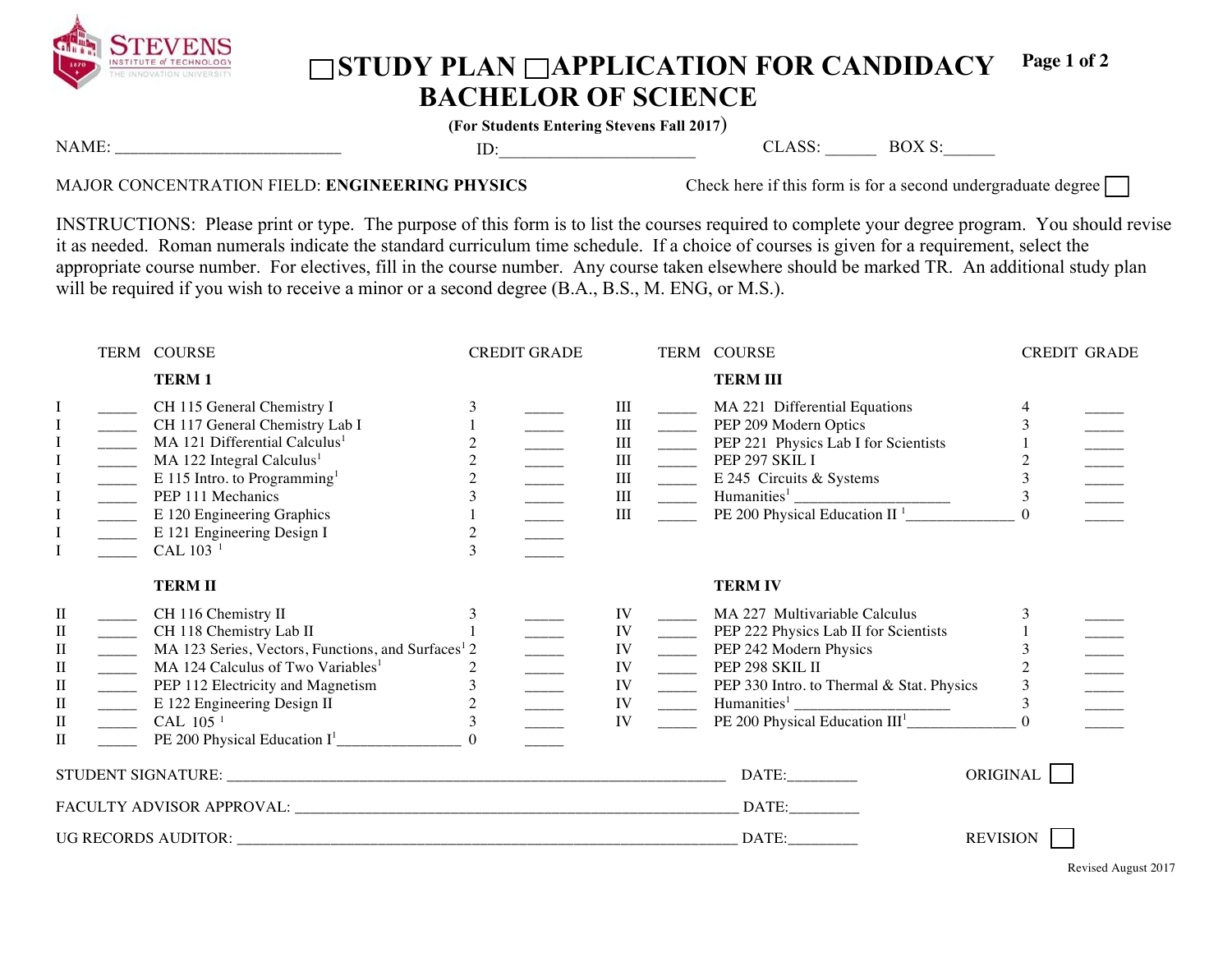# ☐STUDY PLAN ☐APPLICATION FOR CANDIDACY
# BACHELOR OF SCIENCE

**(For Students Entering Stevens Fall 2017)**

NAME: ___________________________ ID:______________________ CLASS: ______ BOX S:______

MAJOR CONCENTRATION FIELD: **ENGINEERING PHYSICS** Check here if this form is for a second undergraduate degree ☐

INSTRUCTIONS: Please print or type. The purpose of this form is to list the courses required to complete your degree program. You should revise it as needed. Roman numerals indicate the standard curriculum time schedule. If a choice of courses is given for a requirement, select the appropriate course number. For electives, fill in the course number. Any course taken elsewhere should be marked TR. An additional study plan will be required if you wish to receive a minor or a second degree (B.A., B.S., M. ENG, or M.S.).

| | TERM | COURSE | CREDIT | GRADE |
|---|---|---|---|---|
| | | **TERM 1** | | |
| I | _____ | CH 115 General Chemistry I | 3 | _____ |
| I | _____ | CH 117 General Chemistry Lab I | 1 | _____ |
| I | _____ | MA 121 Differential Calculus[1] | 2 | _____ |
| I | _____ | MA 122 Integral Calculus[1] | 2 | _____ |
| I | _____ | E 115 Intro. to Programming[1] | 2 | _____ |
| I | _____ | PEP 111 Mechanics | 3 | _____ |
| I | _____ | E 120 Engineering Graphics | 1 | _____ |
| I | _____ | E 121 Engineering Design I | 2 | _____ |
| I | _____ | CAL 103 [1] | 3 | _____ |
| | | **TERM II** | | |
| II | _____ | CH 116 Chemistry II | 3 | _____ |
| II | _____ | CH 118 Chemistry Lab II | 1 | _____ |
| II | _____ | MA 123 Series, Vectors, Functions, and Surfaces[1] | 2 | _____ |
| II | _____ | MA 124 Calculus of Two Variables[1] | 2 | _____ |
| II | _____ | PEP 112 Electricity and Magnetism | 3 | _____ |
| II | _____ | E 122 Engineering Design II | 2 | _____ |
| II | _____ | CAL 105 [1] | 3 | _____ |
| II | _____ | PE 200 Physical Education I[1]_______________ | 0 | _____ |

| | TERM | COURSE | CREDIT | GRADE |
|---|---|---|---|---|
| | | **TERM III** | | |
| III | _____ | MA 221 Differential Equations | 4 | _____ |
| III | _____ | PEP 209 Modern Optics | 3 | _____ |
| III | _____ | PEP 221 Physics Lab I for Scientists | 1 | _____ |
| III | _____ | PEP 297 SKIL I | 2 | _____ |
| III | _____ | E 245 Circuits & Systems | 3 | _____ |
| III | _____ | Humanities[1] ___________________ | 3 | _____ |
| III | _____ | PE 200 Physical Education II [1]_____________ | 0 | _____ |
| | | **TERM IV** | | |
| IV | _____ | MA 227 Multivariable Calculus | 3 | _____ |
| IV | _____ | PEP 222 Physics Lab II for Scientists | 1 | _____ |
| IV | _____ | PEP 242 Modern Physics | 3 | _____ |
| IV | _____ | PEP 298 SKIL II | 2 | _____ |
| IV | _____ | PEP 330 Intro. to Thermal & Stat. Physics | 3 | _____ |
| IV | _____ | Humanities[1] ___________________ | 3 | _____ |
| IV | _____ | PE 200 Physical Education III[1]_____________ | 0 | _____ |

STUDENT SIGNATURE: ______________________________________________ DATE:________ ORIGINAL ☐

FACULTY ADVISOR APPROVAL: ________________________________________ DATE:________

UG RECORDS AUDITOR: _____________________________________________ DATE:________ REVISION ☐

Revised August 2017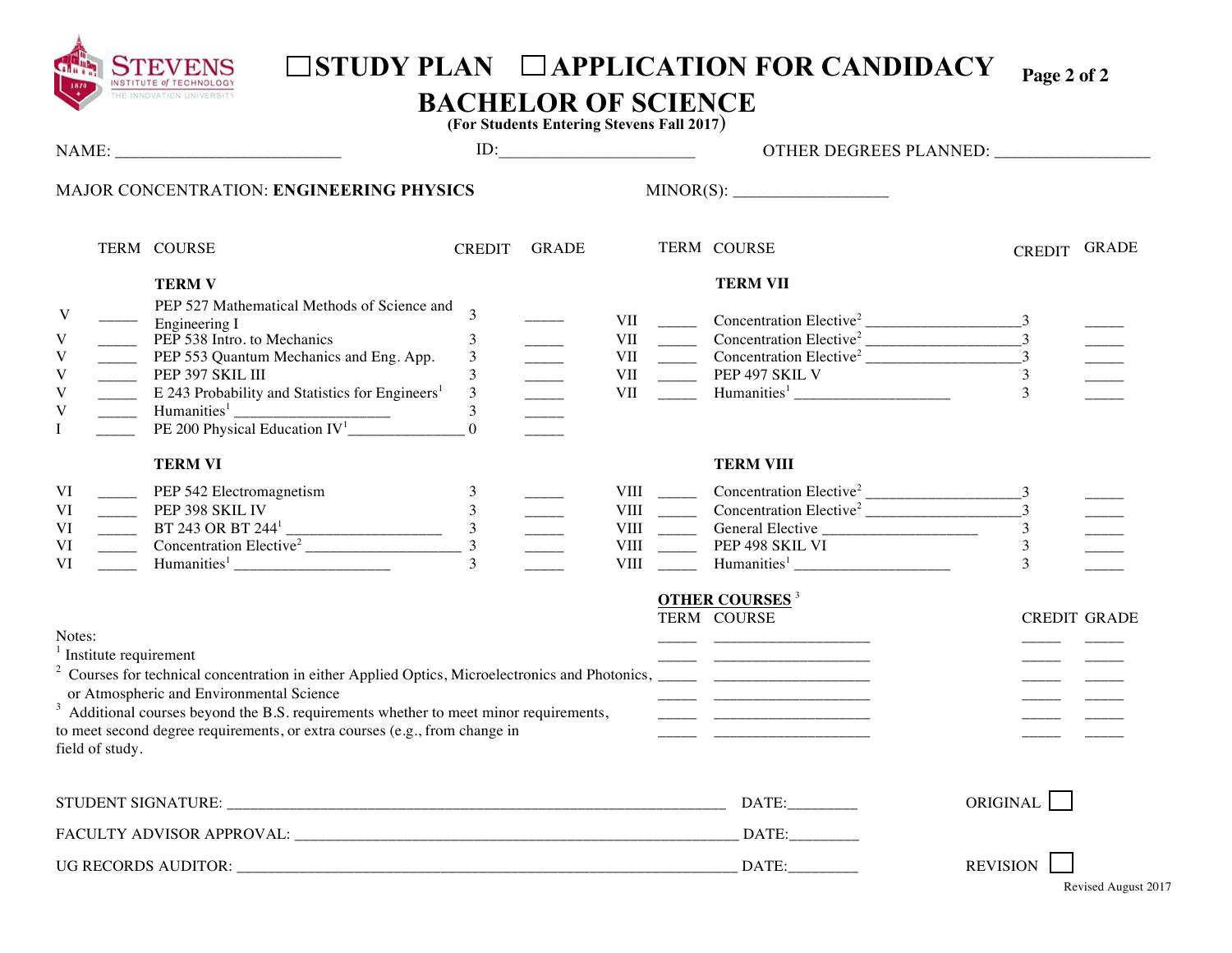# ☐STUDY PLAN ☐APPLICATION FOR CANDIDACY

# BACHELOR OF SCIENCE

**(For Students Entering Stevens Fall 2017)**

NAME: ___________________________ ID:________________________ OTHER DEGREES PLANNED: __________________

MAJOR CONCENTRATION: **ENGINEERING PHYSICS** MINOR(S): ___________________

| | TERM | COURSE | CREDIT | GRADE |
|---|---|---|---|---|
| | | **TERM V** | | |
| V | _____ | PEP 527 Mathematical Methods of Science and Engineering I | 3 | _____ |
| V | _____ | PEP 538 Intro. to Mechanics | 3 | _____ |
| V | _____ | PEP 553 Quantum Mechanics and Eng. App. | 3 | _____ |
| V | _____ | PEP 397 SKIL III | 3 | _____ |
| V | _____ | E 243 Probability and Statistics for Engineers[1] | 3 | _____ |
| V | _____ | Humanities[1] ____________________ | 3 | _____ |
| I | _____ | PE 200 Physical Education IV[1]_______________ | 0 | _____ |
| | | **TERM VI** | | |
| VI | _____ | PEP 542 Electromagnetism | 3 | _____ |
| VI | _____ | PEP 398 SKIL IV | 3 | _____ |
| VI | _____ | BT 243 OR BT 244[1] ____________________ | 3 | _____ |
| VI | _____ | Concentration Elective[2] ____________________ | 3 | _____ |
| VI | _____ | Humanities[1] ____________________ | 3 | _____ |

| | TERM | COURSE | CREDIT | GRADE |
|---|---|---|---|---|
| | | **TERM VII** | | |
| VII | _____ | Concentration Elective[2] ____________________ | 3 | _____ |
| VII | _____ | Concentration Elective[2] ____________________ | 3 | _____ |
| VII | _____ | Concentration Elective[2] ____________________ | 3 | _____ |
| VII | _____ | PEP 497 SKIL V | 3 | _____ |
| VII | _____ | Humanities[1] ____________________ | 3 | _____ |
| | | **TERM VIII** | | |
| VIII | _____ | Concentration Elective[2] ____________________ | 3 | _____ |
| VIII | _____ | Concentration Elective[2] ____________________ | 3 | _____ |
| VIII | _____ | General Elective ____________________ | 3 | _____ |
| VIII | _____ | PEP 498 SKIL VI | 3 | _____ |
| VIII | _____ | Humanities[1] ____________________ | 3 | _____ |

**OTHER COURSES**[3]

| TERM | COURSE | CREDIT | GRADE |
|---|---|---|---|
| _____ | ____________________ | _____ | _____ |
| _____ | ____________________ | _____ | _____ |
| _____ | ____________________ | _____ | _____ |
| _____ | ____________________ | _____ | _____ |
| _____ | ____________________ | _____ | _____ |
| _____ | ____________________ | _____ | _____ |

Notes:

[1] Institute requirement

[2] Courses for technical concentration in either Applied Optics, Microelectronics and Photonics, or Atmospheric and Environmental Science

[3] Additional courses beyond the B.S. requirements whether to meet minor requirements, to meet second degree requirements, or extra courses (e.g., from change in field of study.

STUDUDENT SIGNATURE: ________________________________________________ DATE:_________ ORIGINAL ☐

FACULTY ADVISOR APPROVAL: __________________________________________ DATE:_________

UG RECORDS AUDITOR: ______________________________________________ DATE:_________ REVISION ☐

Revised August 2017